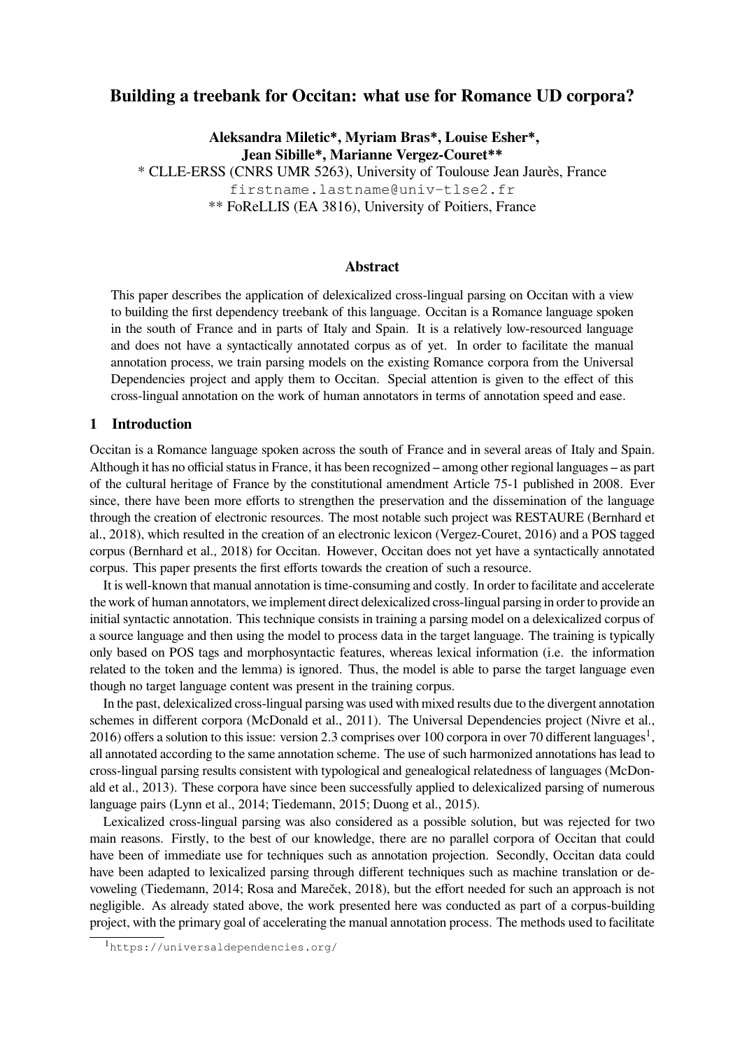# Building a treebank for Occitan: what use for Romance UD corpora?

**Aleksandra Miletic\*, Myriam Bras\*, Louise Esher\*, Jean Sibille\*, Marianne Vergez-Couret\*\***

\* CLLE-ERSS (CNRS UMR 5263), University of Toulouse Jean Jaurès, France

firstname.lastname@univ-tlse2.fr

\*\* FoReLLIS (EA 3816), University of Poitiers, France

## Abstract

This paper describes the application of delexicalized cross-lingual parsing on Occitan with a view to building the first dependency treebank of this language. Occitan is a Romance language spoken in the south of France and in parts of Italy and Spain. It is a relatively low-resourced language and does not have a syntactically annotated corpus as of yet. In order to facilitate the manual annotation process, we train parsing models on the existing Romance corpora from the Universal Dependencies project and apply them to Occitan. Special attention is given to the effect of this cross-lingual annotation on the work of human annotators in terms of annotation speed and ease.

## 1 Introduction

Occitan is a Romance language spoken across the south of France and in several areas of Italy and Spain. Although it has no official status in France, it has been recognized – among other regional languages – as part of the cultural heritage of France by the constitutional amendment Article 75-1 published in 2008. Ever since, there have been more efforts to strengthen the preservation and the dissemination of the language through the creation of electronic resources. The most notable such project was RESTAURE (Bernhard et al., 2018), which resulted in the creation of an electronic lexicon (Vergez-Couret, 2016) and a POS tagged corpus (Bernhard et al., 2018) for Occitan. However, Occitan does not yet have a syntactically annotated corpus. This paper presents the first efforts towards the creation of such a resource.

It is well-known that manual annotation is time-consuming and costly. In order to facilitate and accelerate the work of human annotators, we implement direct delexicalized cross-lingual parsing in order to provide an initial syntactic annotation. This technique consists in training a parsing model on a delexicalized corpus of a source language and then using the model to process data in the target language. The training is typically only based on POS tags and morphosyntactic features, whereas lexical information (i.e. the information related to the token and the lemma) is ignored. Thus, the model is able to parse the target language even though no target language content was present in the training corpus.

In the past, delexicalized cross-lingual parsing was used with mixed results due to the divergent annotation schemes in different corpora (McDonald et al., 2011). The Universal Dependencies project (Nivre et al., 2016) offers a solution to this issue: version 2.3 comprises over 100 corpora in over 70 different languages[1], all annotated according to the same annotation scheme. The use of such harmonized annotations has lead to cross-lingual parsing results consistent with typological and genealogical relatedness of languages (McDonald et al., 2013). These corpora have since been successfully applied to delexicalized parsing of numerous language pairs (Lynn et al., 2014; Tiedemann, 2015; Duong et al., 2015).

Lexicalized cross-lingual parsing was also considered as a possible solution, but was rejected for two main reasons. Firstly, to the best of our knowledge, there are no parallel corpora of Occitan that could have been of immediate use for techniques such as annotation projection. Secondly, Occitan data could have been adapted to lexicalized parsing through different techniques such as machine translation or devoweling (Tiedemann, 2014; Rosa and Mareček, 2018), but the effort needed for such an approach is not negligible. As already stated above, the work presented here was conducted as part of a corpus-building project, with the primary goal of accelerating the manual annotation process. The methods used to facilitate

[1] https://universaldependencies.org/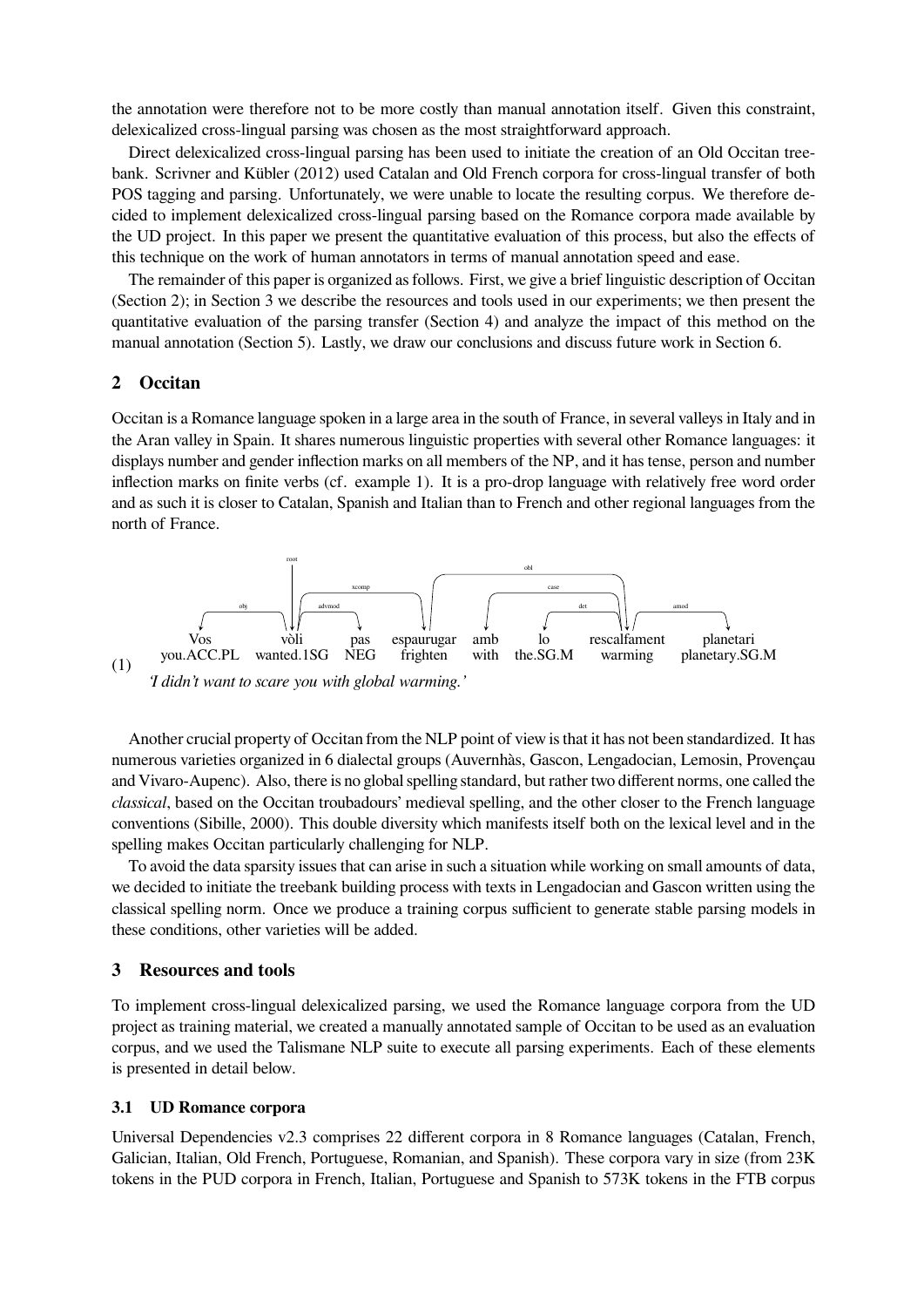the annotation were therefore not to be more costly than manual annotation itself. Given this constraint, delexicalized cross-lingual parsing was chosen as the most straightforward approach.

Direct delexicalized cross-lingual parsing has been used to initiate the creation of an Old Occitan treebank. Scrivner and Kübler (2012) used Catalan and Old French corpora for cross-lingual transfer of both POS tagging and parsing. Unfortunately, we were unable to locate the resulting corpus. We therefore decided to implement delexicalized cross-lingual parsing based on the Romance corpora made available by the UD project. In this paper we present the quantitative evaluation of this process, but also the effects of this technique on the work of human annotators in terms of manual annotation speed and ease.

The remainder of this paper is organized as follows. First, we give a brief linguistic description of Occitan (Section 2); in Section 3 we describe the resources and tools used in our experiments; we then present the quantitative evaluation of the parsing transfer (Section 4) and analyze the impact of this method on the manual annotation (Section 5). Lastly, we draw our conclusions and discuss future work in Section 6.

## 2 Occitan

Occitan is a Romance language spoken in a large area in the south of France, in several valleys in Italy and in the Aran valley in Spain. It shares numerous linguistic properties with several other Romance languages: it displays number and gender inflection marks on all members of the NP, and it has tense, person and number inflection marks on finite verbs (cf. example 1). It is a pro-drop language with relatively free word order and as such it is closer to Catalan, Spanish and Italian than to French and other regional languages from the north of France.

(1)

| Vos | vòli | pas | espaurugar | amb | lo | rescalfament | planetari |
|---|---|---|---|---|---|---|---|
| you.ACC.PL | wanted.1SG | NEG | frighten | with | the.SG.M | warming | planetary.SG.M |

Dependencies: root → vòli; obj (vòli → Vos); advmod (vòli → pas); xcomp (vòli → espaurugar); obl (espaurugar → rescalfament); case (rescalfament → amb); det (rescalfament → lo); amod (rescalfament → planetari)

*'I didn't want to scare you with global warming.'*

Another crucial property of Occitan from the NLP point of view is that it has not been standardized. It has numerous varieties organized in 6 dialectal groups (Auvernhàs, Gascon, Lengadocian, Lemosin, Provençau and Vivaro-Aupenc). Also, there is no global spelling standard, but rather two different norms, one called the *classical*, based on the Occitan troubadours' medieval spelling, and the other closer to the French language conventions (Sibille, 2000). This double diversity which manifests itself both on the lexical level and in the spelling makes Occitan particularly challenging for NLP.

To avoid the data sparsity issues that can arise in such a situation while working on small amounts of data, we decided to initiate the treebank building process with texts in Lengadocian and Gascon written using the classical spelling norm. Once we produce a training corpus sufficient to generate stable parsing models in these conditions, other varieties will be added.

## 3 Resources and tools

To implement cross-lingual delexicalized parsing, we used the Romance language corpora from the UD project as training material, we created a manually annotated sample of Occitan to be used as an evaluation corpus, and we used the Talismane NLP suite to execute all parsing experiments. Each of these elements is presented in detail below.

### 3.1 UD Romance corpora

Universal Dependencies v2.3 comprises 22 different corpora in 8 Romance languages (Catalan, French, Galician, Italian, Old French, Portuguese, Romanian, and Spanish). These corpora vary in size (from 23K tokens in the PUD corpora in French, Italian, Portuguese and Spanish to 573K tokens in the FTB corpus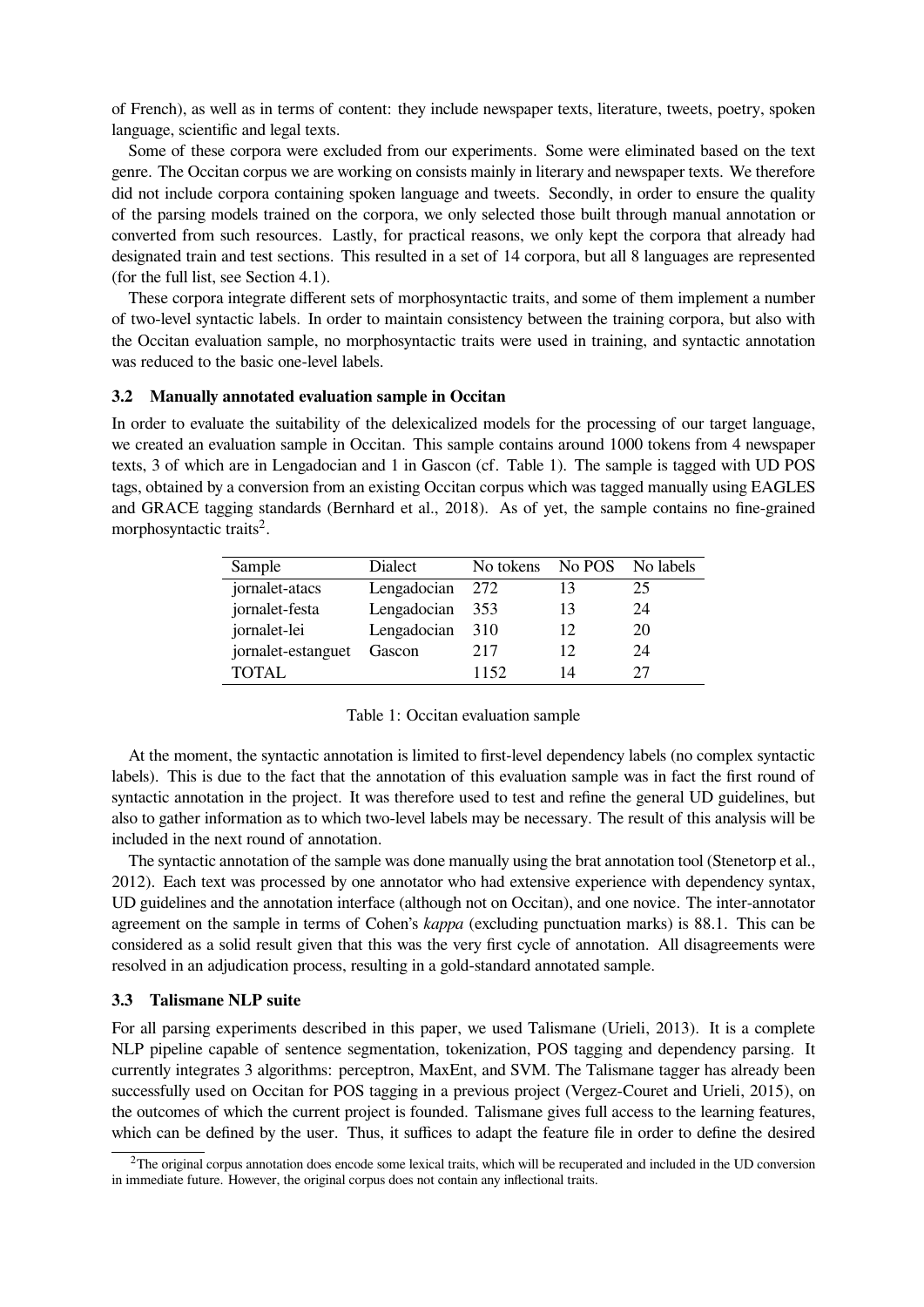of French), as well as in terms of content: they include newspaper texts, literature, tweets, poetry, spoken language, scientific and legal texts.

Some of these corpora were excluded from our experiments. Some were eliminated based on the text genre. The Occitan corpus we are working on consists mainly in literary and newspaper texts. We therefore did not include corpora containing spoken language and tweets. Secondly, in order to ensure the quality of the parsing models trained on the corpora, we only selected those built through manual annotation or converted from such resources. Lastly, for practical reasons, we only kept the corpora that already had designated train and test sections. This resulted in a set of 14 corpora, but all 8 languages are represented (for the full list, see Section 4.1).

These corpora integrate different sets of morphosyntactic traits, and some of them implement a number of two-level syntactic labels. In order to maintain consistency between the training corpora, but also with the Occitan evaluation sample, no morphosyntactic traits were used in training, and syntactic annotation was reduced to the basic one-level labels.

### 3.2 Manually annotated evaluation sample in Occitan

In order to evaluate the suitability of the delexicalized models for the processing of our target language, we created an evaluation sample in Occitan. This sample contains around 1000 tokens from 4 newspaper texts, 3 of which are in Lengadocian and 1 in Gascon (cf. Table 1). The sample is tagged with UD POS tags, obtained by a conversion from an existing Occitan corpus which was tagged manually using EAGLES and GRACE tagging standards (Bernhard et al., 2018). As of yet, the sample contains no fine-grained morphosyntactic traits[2].

| Sample | Dialect | No tokens | No POS | No labels |
|---|---|---|---|---|
| jornalet-atacs | Lengadocian | 272 | 13 | 25 |
| jornalet-festa | Lengadocian | 353 | 13 | 24 |
| jornalet-lei | Lengadocian | 310 | 12 | 20 |
| jornalet-estanguet | Gascon | 217 | 12 | 24 |
| TOTAL | | 1152 | 14 | 27 |

Table 1: Occitan evaluation sample

At the moment, the syntactic annotation is limited to first-level dependency labels (no complex syntactic labels). This is due to the fact that the annotation of this evaluation sample was in fact the first round of syntactic annotation in the project. It was therefore used to test and refine the general UD guidelines, but also to gather information as to which two-level labels may be necessary. The result of this analysis will be included in the next round of annotation.

The syntactic annotation of the sample was done manually using the brat annotation tool (Stenetorp et al., 2012). Each text was processed by one annotator who had extensive experience with dependency syntax, UD guidelines and the annotation interface (although not on Occitan), and one novice. The inter-annotator agreement on the sample in terms of Cohen's *kappa* (excluding punctuation marks) is 88.1. This can be considered as a solid result given that this was the very first cycle of annotation. All disagreements were resolved in an adjudication process, resulting in a gold-standard annotated sample.

### 3.3 Talismane NLP suite

For all parsing experiments described in this paper, we used Talismane (Urieli, 2013). It is a complete NLP pipeline capable of sentence segmentation, tokenization, POS tagging and dependency parsing. It currently integrates 3 algorithms: perceptron, MaxEnt, and SVM. The Talismane tagger has already been successfully used on Occitan for POS tagging in a previous project (Vergez-Couret and Urieli, 2015), on the outcomes of which the current project is founded. Talismane gives full access to the learning features, which can be defined by the user. Thus, it suffices to adapt the feature file in order to define the desired

[2]The original corpus annotation does encode some lexical traits, which will be recuperated and included in the UD conversion in immediate future. However, the original corpus does not contain any inflectional traits.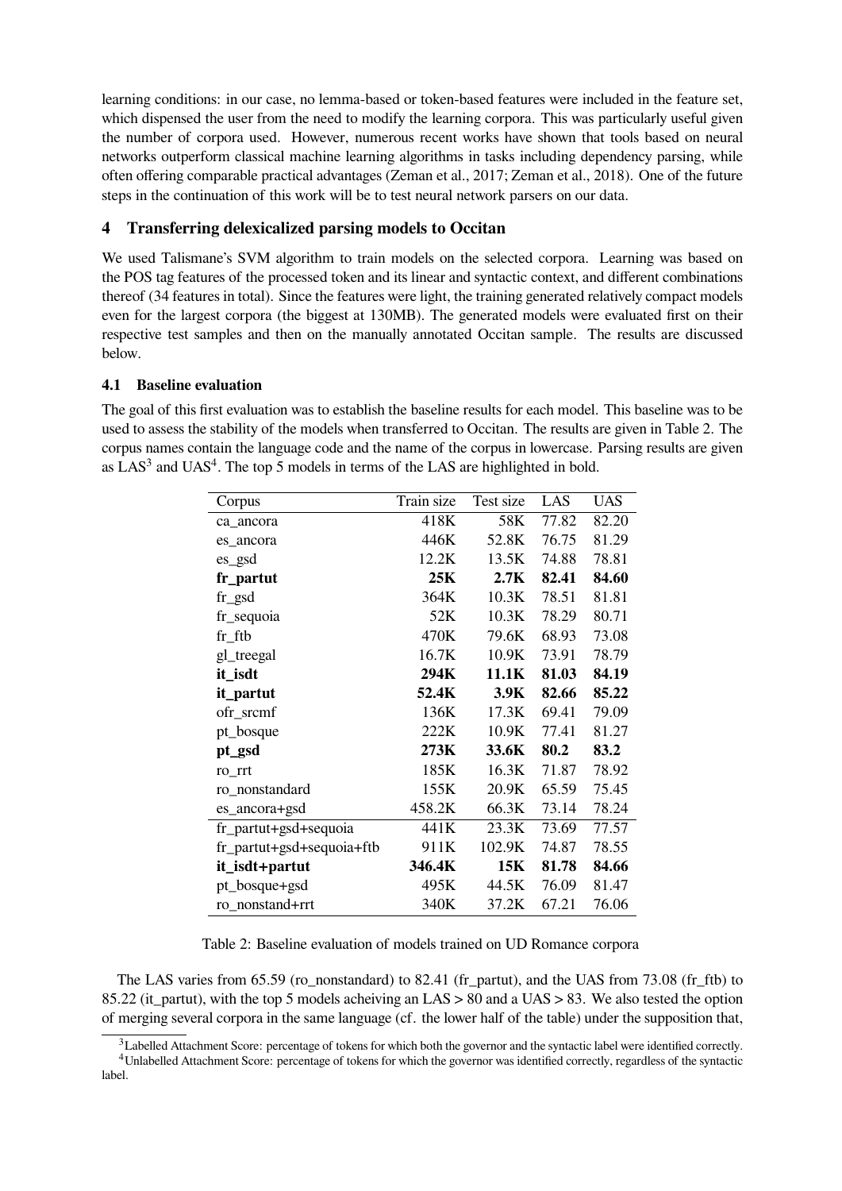learning conditions: in our case, no lemma-based or token-based features were included in the feature set, which dispensed the user from the need to modify the learning corpora. This was particularly useful given the number of corpora used. However, numerous recent works have shown that tools based on neural networks outperform classical machine learning algorithms in tasks including dependency parsing, while often offering comparable practical advantages (Zeman et al., 2017; Zeman et al., 2018). One of the future steps in the continuation of this work will be to test neural network parsers on our data.

## 4 Transferring delexicalized parsing models to Occitan

We used Talismane's SVM algorithm to train models on the selected corpora. Learning was based on the POS tag features of the processed token and its linear and syntactic context, and different combinations thereof (34 features in total). Since the features were light, the training generated relatively compact models even for the largest corpora (the biggest at 130MB). The generated models were evaluated first on their respective test samples and then on the manually annotated Occitan sample. The results are discussed below.

### 4.1 Baseline evaluation

The goal of this first evaluation was to establish the baseline results for each model. This baseline was to be used to assess the stability of the models when transferred to Occitan. The results are given in Table 2. The corpus names contain the language code and the name of the corpus in lowercase. Parsing results are given as LAS[3] and UAS[4]. The top 5 models in terms of the LAS are highlighted in bold.

| Corpus | Train size | Test size | LAS | UAS |
|---|---|---|---|---|
| ca_ancora | 418K | 58K | 77.82 | 82.20 |
| es_ancora | 446K | 52.8K | 76.75 | 81.29 |
| es_gsd | 12.2K | 13.5K | 74.88 | 78.81 |
| **fr_partut** | **25K** | **2.7K** | **82.41** | **84.60** |
| fr_gsd | 364K | 10.3K | 78.51 | 81.81 |
| fr_sequoia | 52K | 10.3K | 78.29 | 80.71 |
| fr_ftb | 470K | 79.6K | 68.93 | 73.08 |
| gl_treegal | 16.7K | 10.9K | 73.91 | 78.79 |
| **it_isdt** | **294K** | **11.1K** | **81.03** | **84.19** |
| **it_partut** | **52.4K** | **3.9K** | **82.66** | **85.22** |
| ofr_srcmf | 136K | 17.3K | 69.41 | 79.09 |
| pt_bosque | 222K | 10.9K | 77.41 | 81.27 |
| **pt_gsd** | **273K** | **33.6K** | **80.2** | **83.2** |
| ro_rrt | 185K | 16.3K | 71.87 | 78.92 |
| ro_nonstandard | 155K | 20.9K | 65.59 | 75.45 |
| es_ancora+gsd | 458.2K | 66.3K | 73.14 | 78.24 |
| fr_partut+gsd+sequoia | 441K | 23.3K | 73.69 | 77.57 |
| fr_partut+gsd+sequoia+ftb | 911K | 102.9K | 74.87 | 78.55 |
| **it_isdt+partut** | **346.4K** | **15K** | **81.78** | **84.66** |
| pt_bosque+gsd | 495K | 44.5K | 76.09 | 81.47 |
| ro_nonstand+rrt | 340K | 37.2K | 67.21 | 76.06 |

Table 2: Baseline evaluation of models trained on UD Romance corpora

The LAS varies from 65.59 (ro_nonstandard) to 82.41 (fr_partut), and the UAS from 73.08 (fr_ftb) to 85.22 (it_partut), with the top 5 models acheiving an LAS > 80 and a UAS > 83. We also tested the option of merging several corpora in the same language (cf. the lower half of the table) under the supposition that,

[3] Labelled Attachment Score: percentage of tokens for which both the governor and the syntactic label were identified correctly.

[4] Unlabelled Attachment Score: percentage of tokens for which the governor was identified correctly, regardless of the syntactic label.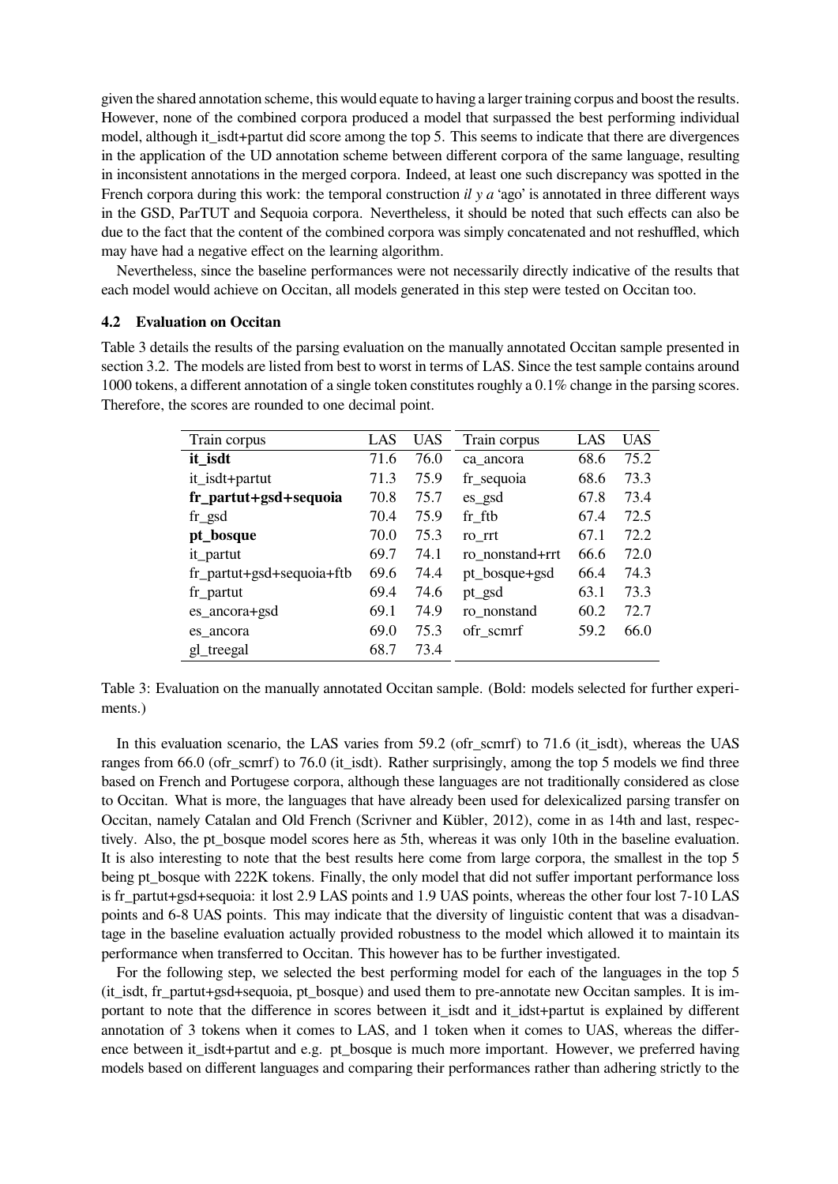given the shared annotation scheme, this would equate to having a larger training corpus and boost the results. However, none of the combined corpora produced a model that surpassed the best performing individual model, although it_isdt+partut did score among the top 5. This seems to indicate that there are divergences in the application of the UD annotation scheme between different corpora of the same language, resulting in inconsistent annotations in the merged corpora. Indeed, at least one such discrepancy was spotted in the French corpora during this work: the temporal construction *il y a* 'ago' is annotated in three different ways in the GSD, ParTUT and Sequoia corpora. Nevertheless, it should be noted that such effects can also be due to the fact that the content of the combined corpora was simply concatenated and not reshuffled, which may have had a negative effect on the learning algorithm.

Nevertheless, since the baseline performances were not necessarily directly indicative of the results that each model would achieve on Occitan, all models generated in this step were tested on Occitan too.

### 4.2 Evaluation on Occitan

Table 3 details the results of the parsing evaluation on the manually annotated Occitan sample presented in section 3.2. The models are listed from best to worst in terms of LAS. Since the test sample contains around 1000 tokens, a different annotation of a single token constitutes roughly a 0.1% change in the parsing scores. Therefore, the scores are rounded to one decimal point.

| Train corpus | LAS | UAS | Train corpus | LAS | UAS |
|---|---|---|---|---|---|
| **it_isdt** | 71.6 | 76.0 | ca_ancora | 68.6 | 75.2 |
| it_isdt+partut | 71.3 | 75.9 | fr_sequoia | 68.6 | 73.3 |
| **fr_partut+gsd+sequoia** | 70.8 | 75.7 | es_gsd | 67.8 | 73.4 |
| fr_gsd | 70.4 | 75.9 | fr_ftb | 67.4 | 72.5 |
| **pt_bosque** | 70.0 | 75.3 | ro_rrt | 67.1 | 72.2 |
| it_partut | 69.7 | 74.1 | ro_nonstand+rrt | 66.6 | 72.0 |
| fr_partut+gsd+sequoia+ftb | 69.6 | 74.4 | pt_bosque+gsd | 66.4 | 74.3 |
| fr_partut | 69.4 | 74.6 | pt_gsd | 63.1 | 73.3 |
| es_ancora+gsd | 69.1 | 74.9 | ro_nonstand | 60.2 | 72.7 |
| es_ancora | 69.0 | 75.3 | ofr_scmrf | 59.2 | 66.0 |
| gl_treegal | 68.7 | 73.4 | | | |

Table 3: Evaluation on the manually annotated Occitan sample. (Bold: models selected for further experiments.)

In this evaluation scenario, the LAS varies from 59.2 (ofr_scmrf) to 71.6 (it_isdt), whereas the UAS ranges from 66.0 (ofr_scmrf) to 76.0 (it_isdt). Rather surprisingly, among the top 5 models we find three based on French and Portugese corpora, although these languages are not traditionally considered as close to Occitan. What is more, the languages that have already been used for delexicalized parsing transfer on Occitan, namely Catalan and Old French (Scrivner and Kübler, 2012), come in as 14th and last, respectively. Also, the pt_bosque model scores here as 5th, whereas it was only 10th in the baseline evaluation. It is also interesting to note that the best results here come from large corpora, the smallest in the top 5 being pt_bosque with 222K tokens. Finally, the only model that did not suffer important performance loss is fr_partut+gsd+sequoia: it lost 2.9 LAS points and 1.9 UAS points, whereas the other four lost 7-10 LAS points and 6-8 UAS points. This may indicate that the diversity of linguistic content that was a disadvantage in the baseline evaluation actually provided robustness to the model which allowed it to maintain its performance when transferred to Occitan. This however has to be further investigated.

For the following step, we selected the best performing model for each of the languages in the top 5 (it_isdt, fr_partut+gsd+sequoia, pt_bosque) and used them to pre-annotate new Occitan samples. It is important to note that the difference in scores between it_isdt and it_idst+partut is explained by different annotation of 3 tokens when it comes to LAS, and 1 token when it comes to UAS, whereas the difference between it_isdt+partut and e.g. pt_bosque is much more important. However, we preferred having models based on different languages and comparing their performances rather than adhering strictly to the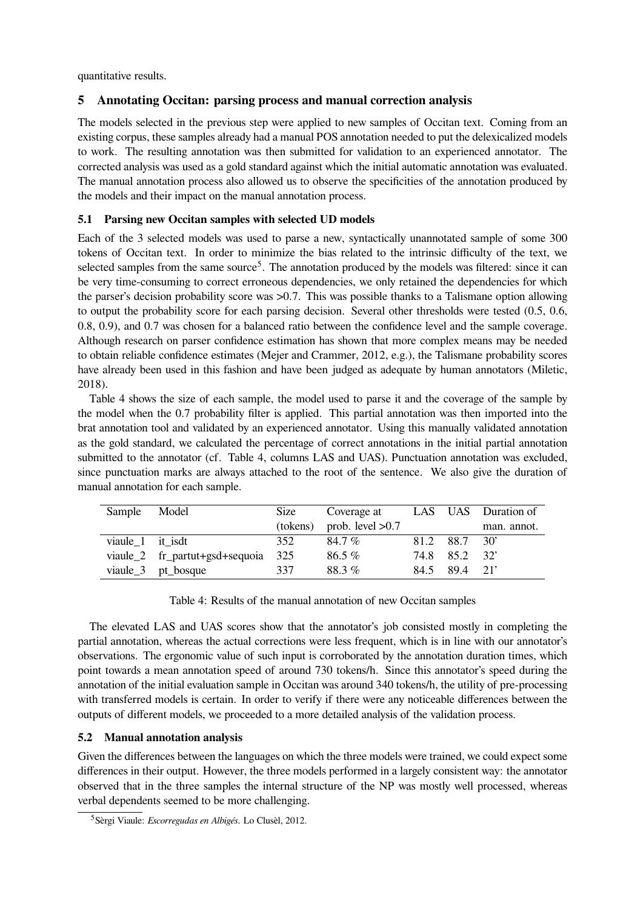quantitative results.

## 5 Annotating Occitan: parsing process and manual correction analysis

The models selected in the previous step were applied to new samples of Occitan text. Coming from an existing corpus, these samples already had a manual POS annotation needed to put the delexicalized models to work. The resulting annotation was then submitted for validation to an experienced annotator. The corrected analysis was used as a gold standard against which the initial automatic annotation was evaluated. The manual annotation process also allowed us to observe the specificities of the annotation produced by the models and their impact on the manual annotation process.

### 5.1 Parsing new Occitan samples with selected UD models

Each of the 3 selected models was used to parse a new, syntactically unannotated sample of some 300 tokens of Occitan text. In order to minimize the bias related to the intrinsic difficulty of the text, we selected samples from the same source[5]. The annotation produced by the models was filtered: since it can be very time-consuming to correct erroneous dependencies, we only retained the dependencies for which the parser's decision probability score was >0.7. This was possible thanks to a Talismane option allowing to output the probability score for each parsing decision. Several other thresholds were tested (0.5, 0.6, 0.8, 0.9), and 0.7 was chosen for a balanced ratio between the confidence level and the sample coverage. Although research on parser confidence estimation has shown that more complex means may be needed to obtain reliable confidence estimates (Mejer and Crammer, 2012, e.g.), the Talismane probability scores have already been used in this fashion and have been judged as adequate by human annotators (Miletic, 2018).

Table 4 shows the size of each sample, the model used to parse it and the coverage of the sample by the model when the 0.7 probability filter is applied. This partial annotation was then imported into the brat annotation tool and validated by an experienced annotator. Using this manually validated annotation as the gold standard, we calculated the percentage of correct annotations in the initial partial annotation submitted to the annotator (cf. Table 4, columns LAS and UAS). Punctuation annotation was excluded, since punctuation marks are always attached to the root of the sentence. We also give the duration of manual annotation for each sample.

| Sample | Model | Size (tokens) | Coverage at prob. level >0.7 | LAS | UAS | Duration of man. annot. |
|---|---|---|---|---|---|---|
| viaule_1 | it_isdt | 352 | 84.7 % | 81.2 | 88.7 | 30' |
| viaule_2 | fr_partut+gsd+sequoia | 325 | 86.5 % | 74.8 | 85.2 | 32' |
| viaule_3 | pt_bosque | 337 | 88.3 % | 84.5 | 89.4 | 21' |

Table 4: Results of the manual annotation of new Occitan samples

The elevated LAS and UAS scores show that the annotator's job consisted mostly in completing the partial annotation, whereas the actual corrections were less frequent, which is in line with our annotator's observations. The ergonomic value of such input is corroborated by the annotation duration times, which point towards a mean annotation speed of around 730 tokens/h. Since this annotator's speed during the annotation of the initial evaluation sample in Occitan was around 340 tokens/h, the utility of pre-processing with transferred models is certain. In order to verify if there were any noticeable differences between the outputs of different models, we proceeded to a more detailed analysis of the validation process.

### 5.2 Manual annotation analysis

Given the differences between the languages on which the three models were trained, we could expect some differences in their output. However, the three models performed in a largely consistent way: the annotator observed that in the three samples the internal structure of the NP was mostly well processed, whereas verbal dependents seemed to be more challenging.

[5] Sèrgi Viaule: *Escorregudas en Albigés*. Lo Clusèl, 2012.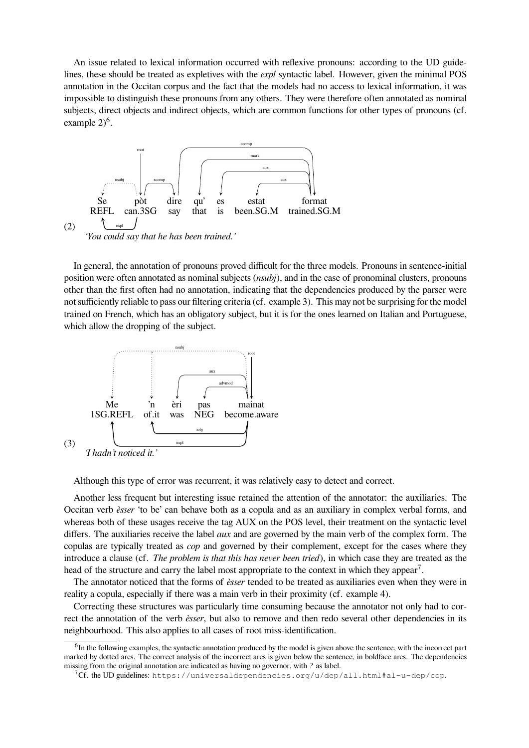An issue related to lexical information occurred with reflexive pronouns: according to the UD guidelines, these should be treated as expletives with the *expl* syntactic label. However, given the minimal POS annotation in the Occitan corpus and the fact that the models had no access to lexical information, it was impossible to distinguish these pronouns from any others. They were therefore often annotated as nominal subjects, direct objects and indirect objects, which are common functions for other types of pronouns (cf. example 2)[6].

(2)

| Se | pòt | dire | qu' | es | estat | format |
|---|---|---|---|---|---|---|
| REFL | can.3SG | say | that | is | been.SG.M | trained.SG.M |

Arcs above (model output): root → pòt; nsubj (dotted): pòt → Se; xcomp: pòt → dire; ccomp: dire → format; mark: format → qu'; aux: format → es; aux: format → estat.
Arc below (correction): expl: pòt → Se.

*'You could say that he has been trained.'*

In general, the annotation of pronouns proved difficult for the three models. Pronouns in sentence-initial position were often annotated as nominal subjects (*nsubj*), and in the case of pronominal clusters, pronouns other than the first often had no annotation, indicating that the dependencies produced by the parser were not sufficiently reliable to pass our filtering criteria (cf. example 3). This may not be surprising for the model trained on French, which has an obligatory subject, but it is for the ones learned on Italian and Portuguese, which allow the dropping of the subject.

(3)

| Me | 'n | èri | pas | mainat |
|---|---|---|---|---|
| 1SG.REFL | of.it | was | NEG | become.aware |

Arcs above (model output): root → mainat; nsubj (dotted): mainat → Me; ? (dotted, no governor): 'n; aux: mainat → èri; advmod: mainat → pas.
Arcs below (correction): iobj: mainat → 'n; expl: mainat → Me.

*'I hadn't noticed it.'*

Although this type of error was recurrent, it was relatively easy to detect and correct.

Another less frequent but interesting issue retained the attention of the annotator: the auxiliaries. The Occitan verb *èsser* 'to be' can behave both as a copula and as an auxiliary in complex verbal forms, and whereas both of these usages receive the tag AUX on the POS level, their treatment on the syntactic level differs. The auxiliaries receive the label *aux* and are governed by the main verb of the complex form. The copulas are typically treated as *cop* and governed by their complement, except for the cases where they introduce a clause (cf. *The problem is that this has never been tried*), in which case they are treated as the head of the structure and carry the label most appropriate to the context in which they appear[7].

The annotator noticed that the forms of *èsser* tended to be treated as auxiliaries even when they were in reality a copula, especially if there was a main verb in their proximity (cf. example 4).

Correcting these structures was particularly time consuming because the annotator not only had to correct the annotation of the verb *èsser*, but also to remove and then redo several other dependencies in its neighbourhood. This also applies to all cases of root miss-identification.

[6]In the following examples, the syntactic annotation produced by the model is given above the sentence, with the incorrect part marked by dotted arcs. The correct analysis of the incorrect arcs is given below the sentence, in boldface arcs. The dependencies missing from the original annotation are indicated as having no governor, with *?* as label.

[7]Cf. the UD guidelines: https://universaldependencies.org/u/dep/all.html#al-u-dep/cop.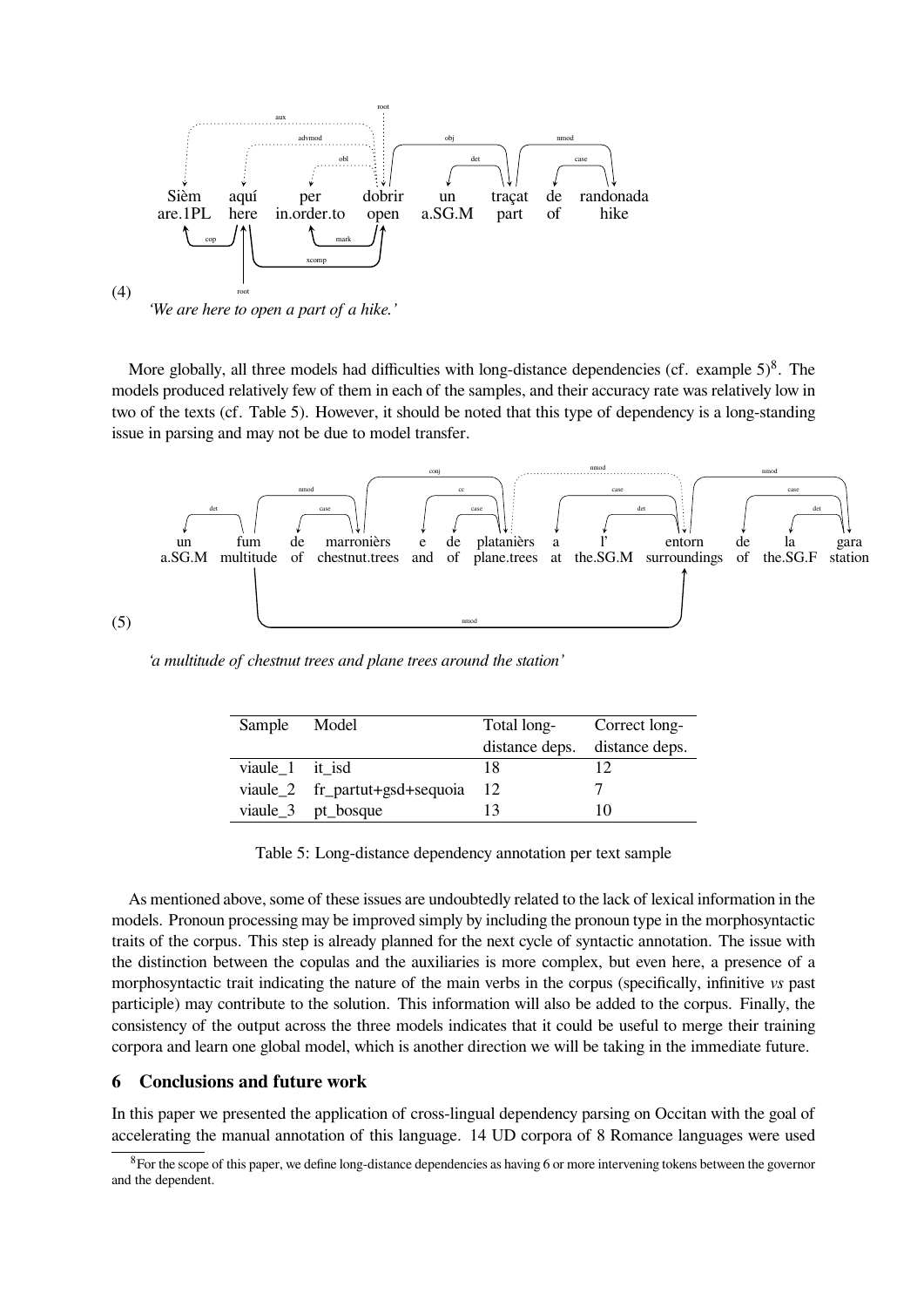(4)

Sièm aquí per dobrir un traçat de randonada
are.1PL here in.order.to open a.SG.M part of hike

*'We are here to open a part of a hike.'*

More globally, all three models had difficulties with long-distance dependencies (cf. example 5)[8]. The models produced relatively few of them in each of the samples, and their accuracy rate was relatively low in two of the texts (cf. Table 5). However, it should be noted that this type of dependency is a long-standing issue in parsing and may not be due to model transfer.

(5)

un fum de marronièrs e de platanièrs a l' entorn de la gara
a.SG.M multitude of chestnut.trees and of plane.trees at the.SG.M surroundings of the.SG.F station

*'a multitude of chestnut trees and plane trees around the station'*

| Sample | Model | Total long-distance deps. | Correct long-distance deps. |
|---|---|---|---|
| viaule_1 | it_isd | 18 | 12 |
| viaule_2 | fr_partut+gsd+sequoia | 12 | 7 |
| viaule_3 | pt_bosque | 13 | 10 |

Table 5: Long-distance dependency annotation per text sample

As mentioned above, some of these issues are undoubtedly related to the lack of lexical information in the models. Pronoun processing may be improved simply by including the pronoun type in the morphosyntactic traits of the corpus. This step is already planned for the next cycle of syntactic annotation. The issue with the distinction between the copulas and the auxiliaries is more complex, but even here, a presence of a morphosyntactic trait indicating the nature of the main verbs in the corpus (specifically, infinitive *vs* past participle) may contribute to the solution. This information will also be added to the corpus. Finally, the consistency of the output across the three models indicates that it could be useful to merge their training corpora and learn one global model, which is another direction we will be taking in the immediate future.

## 6 Conclusions and future work

In this paper we presented the application of cross-lingual dependency parsing on Occitan with the goal of accelerating the manual annotation of this language. 14 UD corpora of 8 Romance languages were used

[8] For the scope of this paper, we define long-distance dependencies as having 6 or more intervening tokens between the governor and the dependent.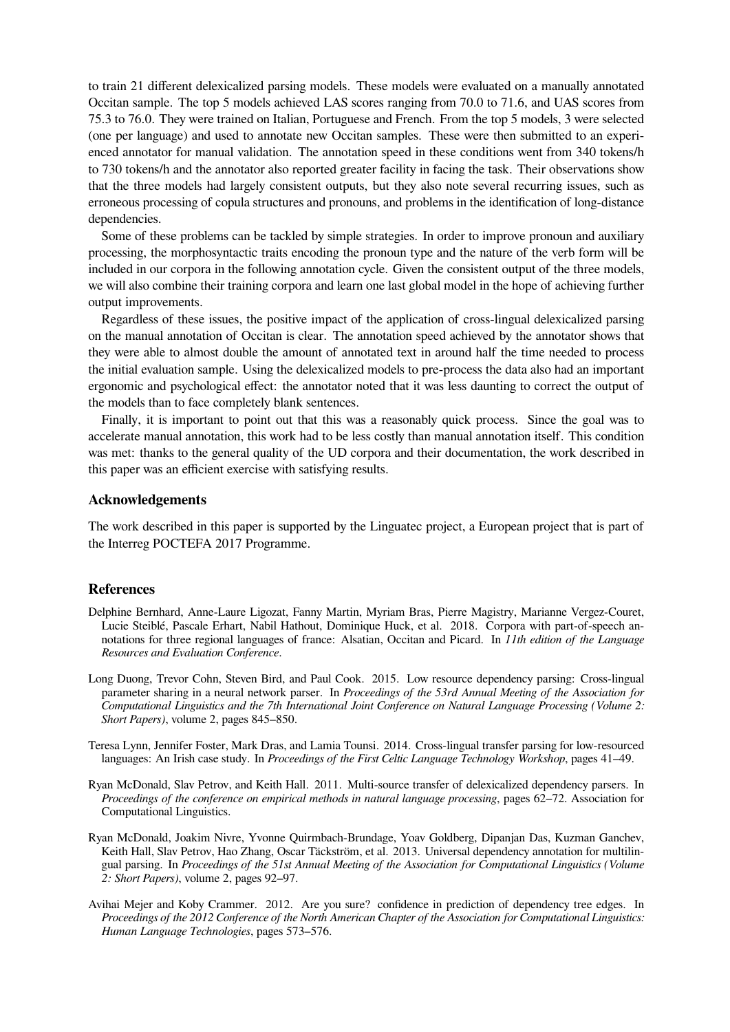to train 21 different delexicalized parsing models. These models were evaluated on a manually annotated Occitan sample. The top 5 models achieved LAS scores ranging from 70.0 to 71.6, and UAS scores from 75.3 to 76.0. They were trained on Italian, Portuguese and French. From the top 5 models, 3 were selected (one per language) and used to annotate new Occitan samples. These were then submitted to an experienced annotator for manual validation. The annotation speed in these conditions went from 340 tokens/h to 730 tokens/h and the annotator also reported greater facility in facing the task. Their observations show that the three models had largely consistent outputs, but they also note several recurring issues, such as erroneous processing of copula structures and pronouns, and problems in the identification of long-distance dependencies.

Some of these problems can be tackled by simple strategies. In order to improve pronoun and auxiliary processing, the morphosyntactic traits encoding the pronoun type and the nature of the verb form will be included in our corpora in the following annotation cycle. Given the consistent output of the three models, we will also combine their training corpora and learn one last global model in the hope of achieving further output improvements.

Regardless of these issues, the positive impact of the application of cross-lingual delexicalized parsing on the manual annotation of Occitan is clear. The annotation speed achieved by the annotator shows that they were able to almost double the amount of annotated text in around half the time needed to process the initial evaluation sample. Using the delexicalized models to pre-process the data also had an important ergonomic and psychological effect: the annotator noted that it was less daunting to correct the output of the models than to face completely blank sentences.

Finally, it is important to point out that this was a reasonably quick process. Since the goal was to accelerate manual annotation, this work had to be less costly than manual annotation itself. This condition was met: thanks to the general quality of the UD corpora and their documentation, the work described in this paper was an efficient exercise with satisfying results.

## Acknowledgements

The work described in this paper is supported by the Linguatec project, a European project that is part of the Interreg POCTEFA 2017 Programme.

## References

Delphine Bernhard, Anne-Laure Ligozat, Fanny Martin, Myriam Bras, Pierre Magistry, Marianne Vergez-Couret, Lucie Steiblé, Pascale Erhart, Nabil Hathout, Dominique Huck, et al. 2018. Corpora with part-of-speech annotations for three regional languages of france: Alsatian, Occitan and Picard. In *11th edition of the Language Resources and Evaluation Conference*.

Long Duong, Trevor Cohn, Steven Bird, and Paul Cook. 2015. Low resource dependency parsing: Cross-lingual parameter sharing in a neural network parser. In *Proceedings of the 53rd Annual Meeting of the Association for Computational Linguistics and the 7th International Joint Conference on Natural Language Processing (Volume 2: Short Papers)*, volume 2, pages 845–850.

Teresa Lynn, Jennifer Foster, Mark Dras, and Lamia Tounsi. 2014. Cross-lingual transfer parsing for low-resourced languages: An Irish case study. In *Proceedings of the First Celtic Language Technology Workshop*, pages 41–49.

Ryan McDonald, Slav Petrov, and Keith Hall. 2011. Multi-source transfer of delexicalized dependency parsers. In *Proceedings of the conference on empirical methods in natural language processing*, pages 62–72. Association for Computational Linguistics.

Ryan McDonald, Joakim Nivre, Yvonne Quirmbach-Brundage, Yoav Goldberg, Dipanjan Das, Kuzman Ganchev, Keith Hall, Slav Petrov, Hao Zhang, Oscar Täckström, et al. 2013. Universal dependency annotation for multilingual parsing. In *Proceedings of the 51st Annual Meeting of the Association for Computational Linguistics (Volume 2: Short Papers)*, volume 2, pages 92–97.

Avihai Mejer and Koby Crammer. 2012. Are you sure? confidence in prediction of dependency tree edges. In *Proceedings of the 2012 Conference of the North American Chapter of the Association for Computational Linguistics: Human Language Technologies*, pages 573–576.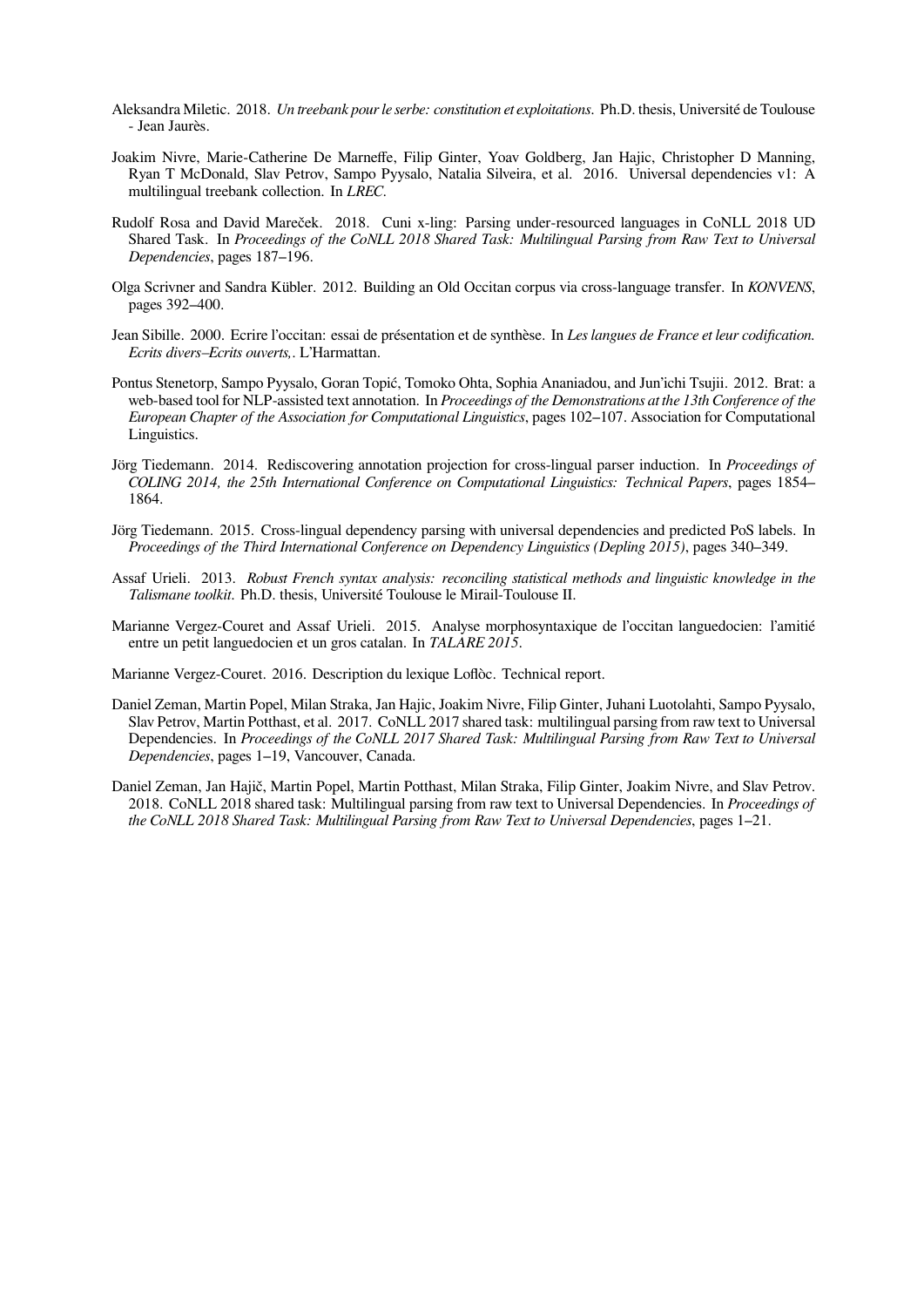Aleksandra Miletic. 2018. *Un treebank pour le serbe: constitution et exploitations*. Ph.D. thesis, Université de Toulouse - Jean Jaurès.

Joakim Nivre, Marie-Catherine De Marneffe, Filip Ginter, Yoav Goldberg, Jan Hajic, Christopher D Manning, Ryan T McDonald, Slav Petrov, Sampo Pyysalo, Natalia Silveira, et al. 2016. Universal dependencies v1: A multilingual treebank collection. In *LREC*.

Rudolf Rosa and David Mareček. 2018. Cuni x-ling: Parsing under-resourced languages in CoNLL 2018 UD Shared Task. In *Proceedings of the CoNLL 2018 Shared Task: Multilingual Parsing from Raw Text to Universal Dependencies*, pages 187–196.

Olga Scrivner and Sandra Kübler. 2012. Building an Old Occitan corpus via cross-language transfer. In *KONVENS*, pages 392–400.

Jean Sibille. 2000. Ecrire l'occitan: essai de présentation et de synthèse. In *Les langues de France et leur codification. Ecrits divers–Ecrits ouverts,*. L'Harmattan.

Pontus Stenetorp, Sampo Pyysalo, Goran Topić, Tomoko Ohta, Sophia Ananiadou, and Jun'ichi Tsujii. 2012. Brat: a web-based tool for NLP-assisted text annotation. In *Proceedings of the Demonstrations at the 13th Conference of the European Chapter of the Association for Computational Linguistics*, pages 102–107. Association for Computational Linguistics.

Jörg Tiedemann. 2014. Rediscovering annotation projection for cross-lingual parser induction. In *Proceedings of COLING 2014, the 25th International Conference on Computational Linguistics: Technical Papers*, pages 1854–1864.

Jörg Tiedemann. 2015. Cross-lingual dependency parsing with universal dependencies and predicted PoS labels. In *Proceedings of the Third International Conference on Dependency Linguistics (Depling 2015)*, pages 340–349.

Assaf Urieli. 2013. *Robust French syntax analysis: reconciling statistical methods and linguistic knowledge in the Talismane toolkit*. Ph.D. thesis, Université Toulouse le Mirail-Toulouse II.

Marianne Vergez-Couret and Assaf Urieli. 2015. Analyse morphosyntaxique de l'occitan languedocien: l'amitié entre un petit languedocien et un gros catalan. In *TALARE 2015*.

Marianne Vergez-Couret. 2016. Description du lexique Loflòc. Technical report.

Daniel Zeman, Martin Popel, Milan Straka, Jan Hajic, Joakim Nivre, Filip Ginter, Juhani Luotolahti, Sampo Pyysalo, Slav Petrov, Martin Potthast, et al. 2017. CoNLL 2017 shared task: multilingual parsing from raw text to Universal Dependencies. In *Proceedings of the CoNLL 2017 Shared Task: Multilingual Parsing from Raw Text to Universal Dependencies*, pages 1–19, Vancouver, Canada.

Daniel Zeman, Jan Hajič, Martin Popel, Martin Potthast, Milan Straka, Filip Ginter, Joakim Nivre, and Slav Petrov. 2018. CoNLL 2018 shared task: Multilingual parsing from raw text to Universal Dependencies. In *Proceedings of the CoNLL 2018 Shared Task: Multilingual Parsing from Raw Text to Universal Dependencies*, pages 1–21.